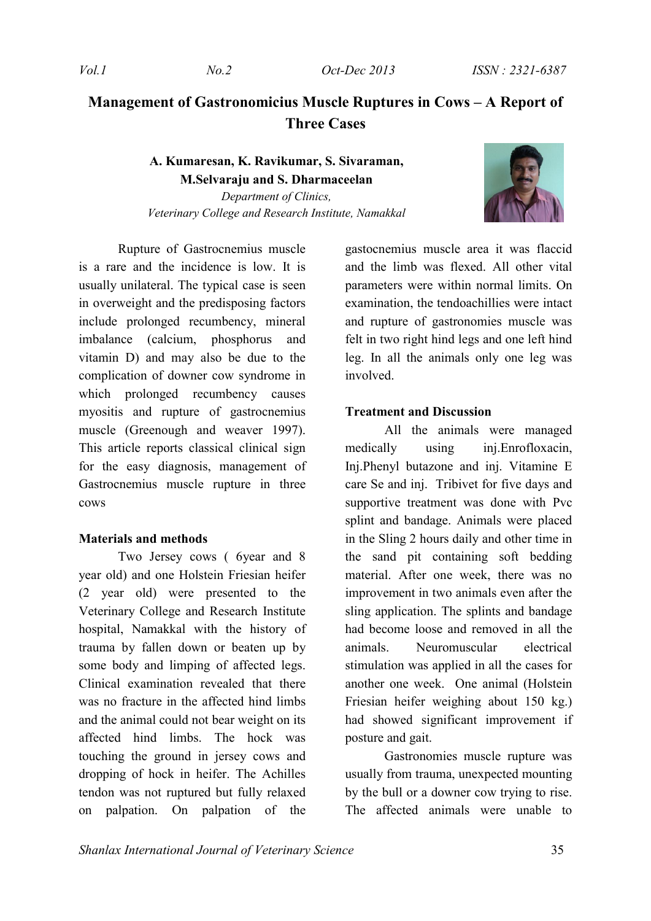# Management of Gastronomicius Muscle Ruptures in Cows – A Report of Three Cases

**A. Kumaresan, K. Ravikumar, S. Sivaraman, M.Selvaraju and S. Dharmaceelan**

*Department of Clinics,*
*Veterinary College and Research Institute, Namakkal*

Rupture of Gastrocnemius muscle is a rare and the incidence is low. It is usually unilateral. The typical case is seen in overweight and the predisposing factors include prolonged recumbency, mineral imbalance (calcium, phosphorus and vitamin D) and may also be due to the complication of downer cow syndrome in which prolonged recumbency causes myositis and rupture of gastrocnemius muscle (Greenough and weaver 1997). This article reports classical clinical sign for the easy diagnosis, management of Gastrocnemius muscle rupture in three cows

## Materials and methods

Two Jersey cows ( 6year and 8 year old) and one Holstein Friesian heifer (2 year old) were presented to the Veterinary College and Research Institute hospital, Namakkal with the history of trauma by fallen down or beaten up by some body and limping of affected legs. Clinical examination revealed that there was no fracture in the affected hind limbs and the animal could not bear weight on its affected hind limbs. The hock was touching the ground in jersey cows and dropping of hock in heifer. The Achilles tendon was not ruptured but fully relaxed on palpation. On palpation of the gastocnemius muscle area it was flaccid and the limb was flexed. All other vital parameters were within normal limits. On examination, the tendoachillies were intact and rupture of gastronomies muscle was felt in two right hind legs and one left hind leg. In all the animals only one leg was involved.

## Treatment and Discussion

All the animals were managed medically using inj.Enrofloxacin, Inj.Phenyl butazone and inj. Vitamine E care Se and inj. Tribivet for five days and supportive treatment was done with Pvc splint and bandage. Animals were placed in the Sling 2 hours daily and other time in the sand pit containing soft bedding material. After one week, there was no improvement in two animals even after the sling application. The splints and bandage had become loose and removed in all the animals. Neuromuscular electrical stimulation was applied in all the cases for another one week. One animal (Holstein Friesian heifer weighing about 150 kg.) had showed significant improvement if posture and gait.

Gastronomies muscle rupture was usually from trauma, unexpected mounting by the bull or a downer cow trying to rise. The affected animals were unable to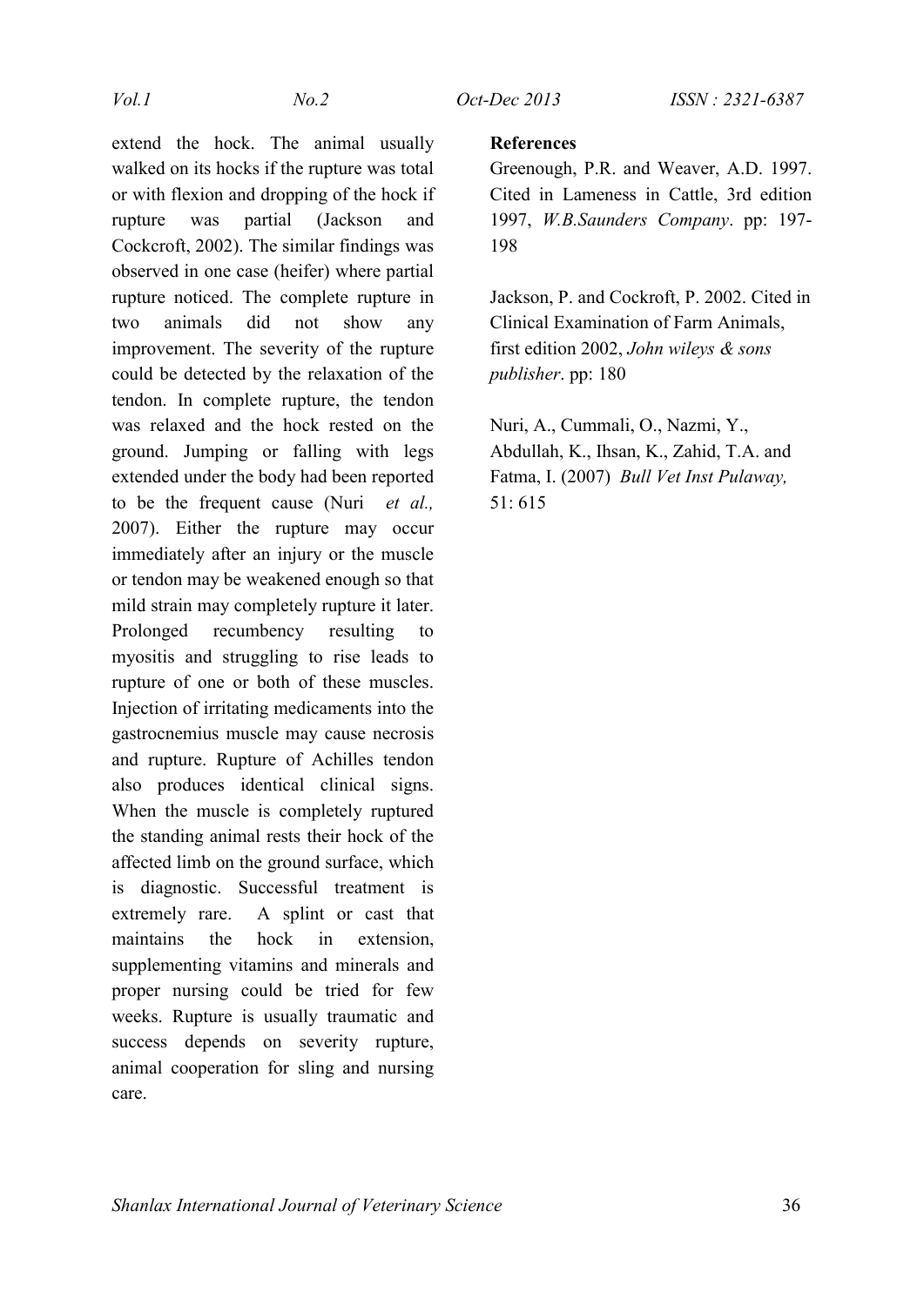extend the hock. The animal usually walked on its hocks if the rupture was total or with flexion and dropping of the hock if rupture was partial (Jackson and Cockcroft, 2002). The similar findings was observed in one case (heifer) where partial rupture noticed. The complete rupture in two animals did not show any improvement. The severity of the rupture could be detected by the relaxation of the tendon. In complete rupture, the tendon was relaxed and the hock rested on the ground. Jumping or falling with legs extended under the body had been reported to be the frequent cause (Nuri *et al.,* 2007). Either the rupture may occur immediately after an injury or the muscle or tendon may be weakened enough so that mild strain may completely rupture it later. Prolonged recumbency resulting to myositis and struggling to rise leads to rupture of one or both of these muscles. Injection of irritating medicaments into the gastrocnemius muscle may cause necrosis and rupture. Rupture of Achilles tendon also produces identical clinical signs. When the muscle is completely ruptured the standing animal rests their hock of the affected limb on the ground surface, which is diagnostic. Successful treatment is extremely rare. A splint or cast that maintains the hock in extension, supplementing vitamins and minerals and proper nursing could be tried for few weeks. Rupture is usually traumatic and success depends on severity rupture, animal cooperation for sling and nursing care.

**References**

Greenough, P.R. and Weaver, A.D. 1997. Cited in Lameness in Cattle, 3rd edition 1997, *W.B.Saunders Company*. pp: 197-198

Jackson, P. and Cockroft, P. 2002. Cited in Clinical Examination of Farm Animals, first edition 2002, *John wileys & sons publisher*. pp: 180

Nuri, A., Cummali, O., Nazmi, Y., Abdullah, K., Ihsan, K., Zahid, T.A. and Fatma, I. (2007) *Bull Vet Inst Pulaway,* 51: 615